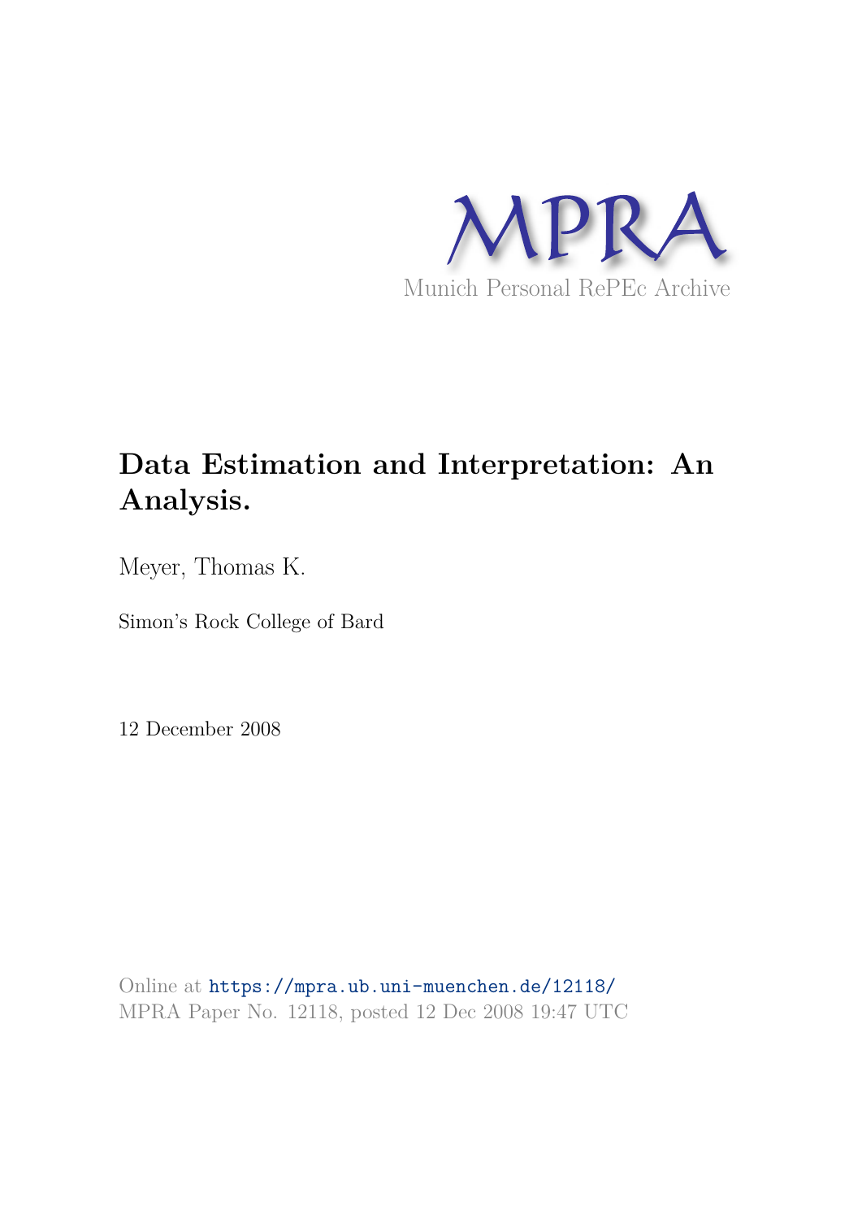MPRA

Munich Personal RePEc Archive

# Data Estimation and Interpretation: An Analysis.

Meyer, Thomas K.

Simon's Rock College of Bard

12 December 2008

Online at https://mpra.ub.uni-muenchen.de/12118/
MPRA Paper No. 12118, posted 12 Dec 2008 19:47 UTC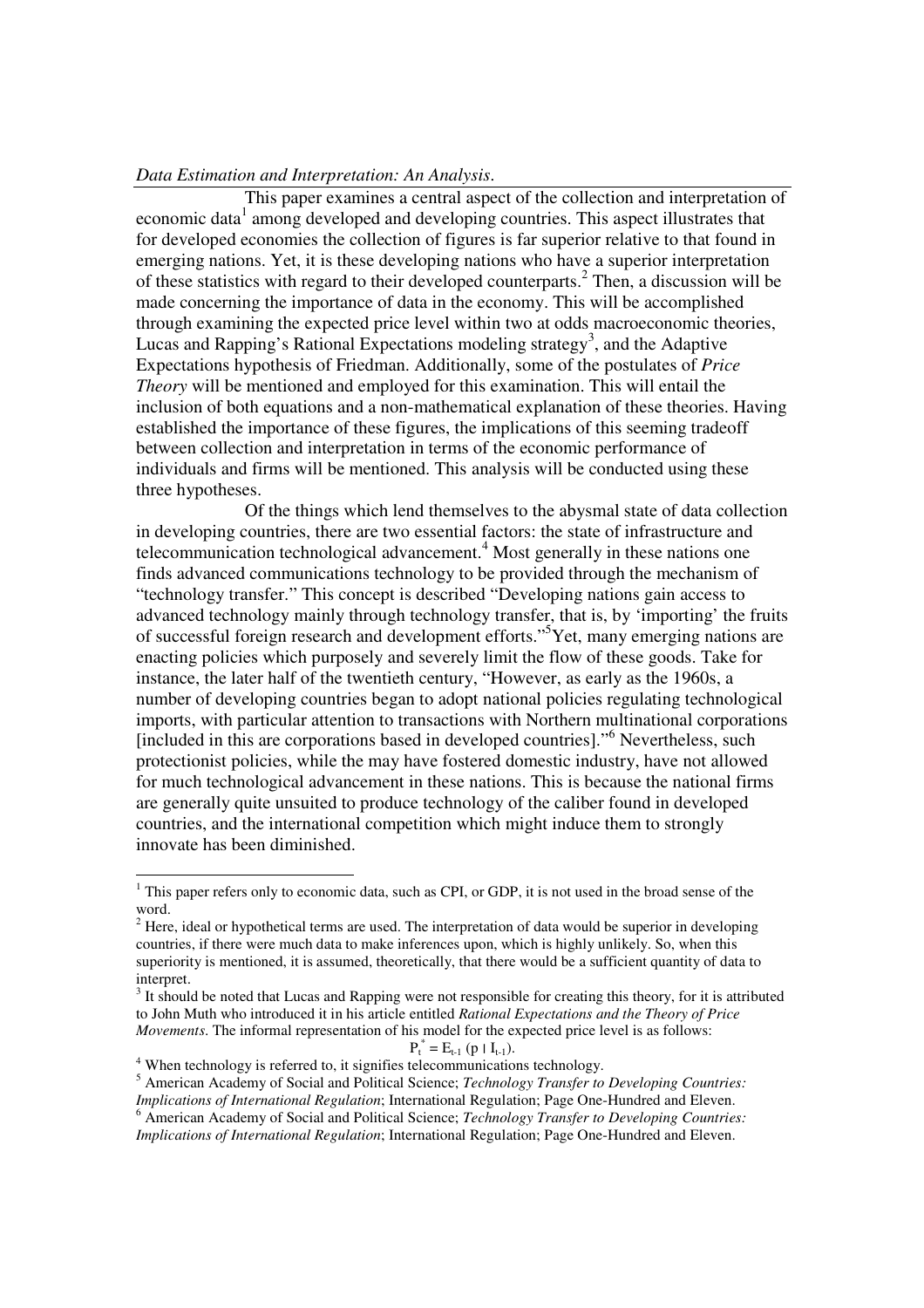*Data Estimation and Interpretation: An Analysis*.

This paper examines a central aspect of the collection and interpretation of economic data[1] among developed and developing countries. This aspect illustrates that for developed economies the collection of figures is far superior relative to that found in emerging nations. Yet, it is these developing nations who have a superior interpretation of these statistics with regard to their developed counterparts.[2] Then, a discussion will be made concerning the importance of data in the economy. This will be accomplished through examining the expected price level within two at odds macroeconomic theories, Lucas and Rapping's Rational Expectations modeling strategy[3], and the Adaptive Expectations hypothesis of Friedman. Additionally, some of the postulates of *Price Theory* will be mentioned and employed for this examination. This will entail the inclusion of both equations and a non-mathematical explanation of these theories. Having established the importance of these figures, the implications of this seeming tradeoff between collection and interpretation in terms of the economic performance of individuals and firms will be mentioned. This analysis will be conducted using these three hypotheses.

Of the things which lend themselves to the abysmal state of data collection in developing countries, there are two essential factors: the state of infrastructure and telecommunication technological advancement.[4] Most generally in these nations one finds advanced communications technology to be provided through the mechanism of "technology transfer." This concept is described "Developing nations gain access to advanced technology mainly through technology transfer, that is, by 'importing' the fruits of successful foreign research and development efforts."[5] Yet, many emerging nations are enacting policies which purposely and severely limit the flow of these goods. Take for instance, the later half of the twentieth century, "However, as early as the 1960s, a number of developing countries began to adopt national policies regulating technological imports, with particular attention to transactions with Northern multinational corporations [included in this are corporations based in developed countries]."[6] Nevertheless, such protectionist policies, while the may have fostered domestic industry, have not allowed for much technological advancement in these nations. This is because the national firms are generally quite unsuited to produce technology of the caliber found in developed countries, and the international competition which might induce them to strongly innovate has been diminished.

---

[1] This paper refers only to economic data, such as CPI, or GDP, it is not used in the broad sense of the word.

[2] Here, ideal or hypothetical terms are used. The interpretation of data would be superior in developing countries, if there were much data to make inferences upon, which is highly unlikely. So, when this superiority is mentioned, it is assumed, theoretically, that there would be a sufficient quantity of data to interpret.

[3] It should be noted that Lucas and Rapping were not responsible for creating this theory, for it is attributed to John Muth who introduced it in his article entitled *Rational Expectations and the Theory of Price Movements*. The informal representation of his model for the expected price level is as follows:

$$P_t^* = E_{t-1}(p \mid I_{t-1}).$$

[4] When technology is referred to, it signifies telecommunications technology.

[5] American Academy of Social and Political Science; *Technology Transfer to Developing Countries: Implications of International Regulation*; International Regulation; Page One-Hundred and Eleven.

[6] American Academy of Social and Political Science; *Technology Transfer to Developing Countries: Implications of International Regulation*; International Regulation; Page One-Hundred and Eleven.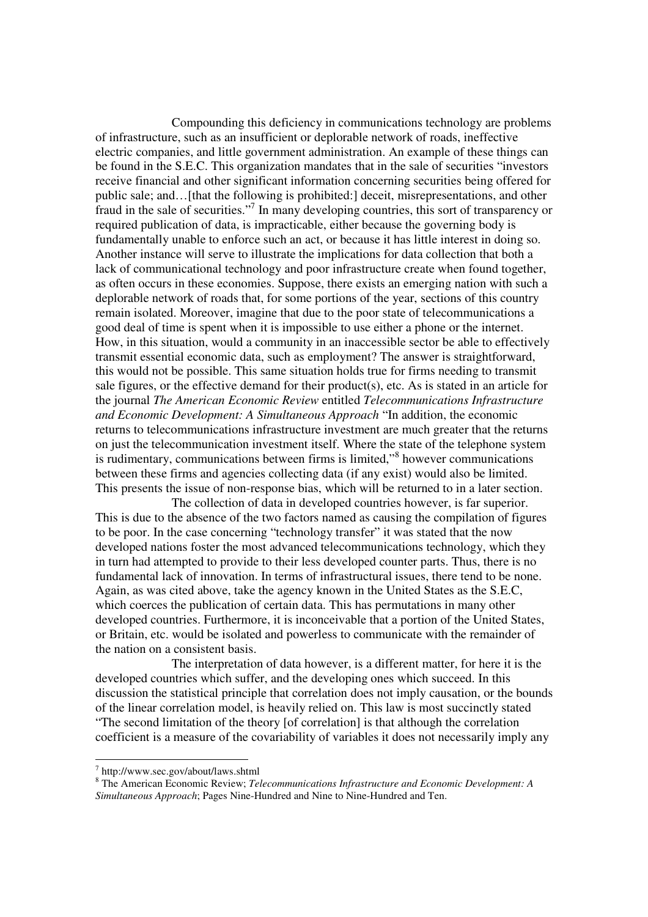Compounding this deficiency in communications technology are problems of infrastructure, such as an insufficient or deplorable network of roads, ineffective electric companies, and little government administration. An example of these things can be found in the S.E.C. This organization mandates that in the sale of securities "investors receive financial and other significant information concerning securities being offered for public sale; and…[that the following is prohibited:] deceit, misrepresentations, and other fraud in the sale of securities."[7] In many developing countries, this sort of transparency or required publication of data, is impracticable, either because the governing body is fundamentally unable to enforce such an act, or because it has little interest in doing so. Another instance will serve to illustrate the implications for data collection that both a lack of communicational technology and poor infrastructure create when found together, as often occurs in these economies. Suppose, there exists an emerging nation with such a deplorable network of roads that, for some portions of the year, sections of this country remain isolated. Moreover, imagine that due to the poor state of telecommunications a good deal of time is spent when it is impossible to use either a phone or the internet. How, in this situation, would a community in an inaccessible sector be able to effectively transmit essential economic data, such as employment? The answer is straightforward, this would not be possible. This same situation holds true for firms needing to transmit sale figures, or the effective demand for their product(s), etc. As is stated in an article for the journal *The American Economic Review* entitled *Telecommunications Infrastructure and Economic Development: A Simultaneous Approach* "In addition, the economic returns to telecommunications infrastructure investment are much greater that the returns on just the telecommunication investment itself. Where the state of the telephone system is rudimentary, communications between firms is limited,"[8] however communications between these firms and agencies collecting data (if any exist) would also be limited. This presents the issue of non-response bias, which will be returned to in a later section.

The collection of data in developed countries however, is far superior. This is due to the absence of the two factors named as causing the compilation of figures to be poor. In the case concerning "technology transfer" it was stated that the now developed nations foster the most advanced telecommunications technology, which they in turn had attempted to provide to their less developed counter parts. Thus, there is no fundamental lack of innovation. In terms of infrastructural issues, there tend to be none. Again, as was cited above, take the agency known in the United States as the S.E.C, which coerces the publication of certain data. This has permutations in many other developed countries. Furthermore, it is inconceivable that a portion of the United States, or Britain, etc. would be isolated and powerless to communicate with the remainder of the nation on a consistent basis.

The interpretation of data however, is a different matter, for here it is the developed countries which suffer, and the developing ones which succeed. In this discussion the statistical principle that correlation does not imply causation, or the bounds of the linear correlation model, is heavily relied on. This law is most succinctly stated "The second limitation of the theory [of correlation] is that although the correlation coefficient is a measure of the covariability of variables it does not necessarily imply any

---

[7] http://www.sec.gov/about/laws.shtml

[8] The American Economic Review; *Telecommunications Infrastructure and Economic Development: A Simultaneous Approach*; Pages Nine-Hundred and Nine to Nine-Hundred and Ten.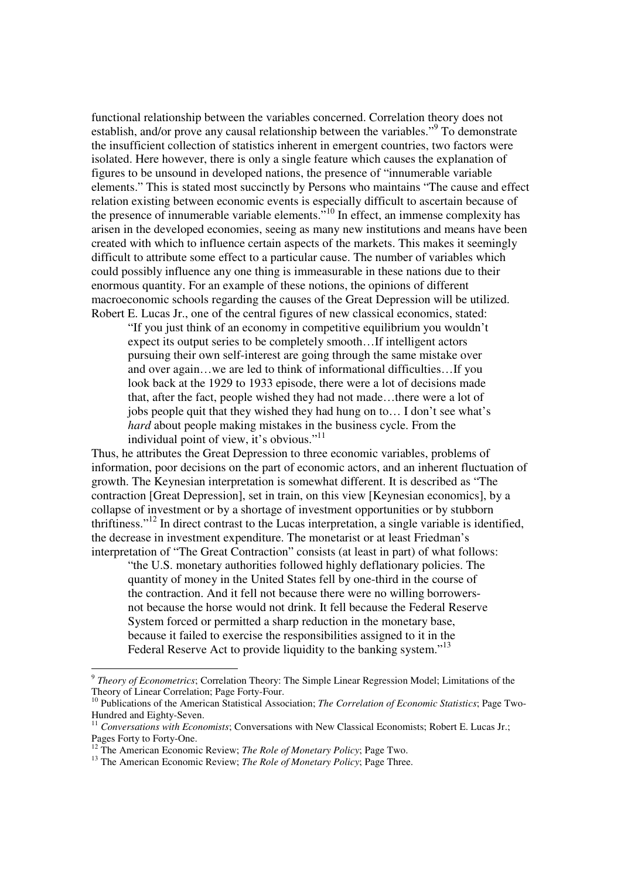functional relationship between the variables concerned. Correlation theory does not establish, and/or prove any causal relationship between the variables."[9] To demonstrate the insufficient collection of statistics inherent in emergent countries, two factors were isolated. Here however, there is only a single feature which causes the explanation of figures to be unsound in developed nations, the presence of "innumerable variable elements." This is stated most succinctly by Persons who maintains "The cause and effect relation existing between economic events is especially difficult to ascertain because of the presence of innumerable variable elements."[10] In effect, an immense complexity has arisen in the developed economies, seeing as many new institutions and means have been created with which to influence certain aspects of the markets. This makes it seemingly difficult to attribute some effect to a particular cause. The number of variables which could possibly influence any one thing is immeasurable in these nations due to their enormous quantity. For an example of these notions, the opinions of different macroeconomic schools regarding the causes of the Great Depression will be utilized. Robert E. Lucas Jr., one of the central figures of new classical economics, stated:

> "If you just think of an economy in competitive equilibrium you wouldn't expect its output series to be completely smooth…If intelligent actors pursuing their own self-interest are going through the same mistake over and over again…we are led to think of informational difficulties…If you look back at the 1929 to 1933 episode, there were a lot of decisions made that, after the fact, people wished they had not made…there were a lot of jobs people quit that they wished they had hung on to… I don't see what's *hard* about people making mistakes in the business cycle. From the individual point of view, it's obvious."[11]

Thus, he attributes the Great Depression to three economic variables, problems of information, poor decisions on the part of economic actors, and an inherent fluctuation of growth. The Keynesian interpretation is somewhat different. It is described as "The contraction [Great Depression], set in train, on this view [Keynesian economics], by a collapse of investment or by a shortage of investment opportunities or by stubborn thriftiness."[12] In direct contrast to the Lucas interpretation, a single variable is identified, the decrease in investment expenditure. The monetarist or at least Friedman's interpretation of "The Great Contraction" consists (at least in part) of what follows:

> "the U.S. monetary authorities followed highly deflationary policies. The quantity of money in the United States fell by one-third in the course of the contraction. And it fell not because there were no willing borrowers-not because the horse would not drink. It fell because the Federal Reserve System forced or permitted a sharp reduction in the monetary base, because it failed to exercise the responsibilities assigned to it in the Federal Reserve Act to provide liquidity to the banking system."[13]

---

[9] *Theory of Econometrics*; Correlation Theory: The Simple Linear Regression Model; Limitations of the Theory of Linear Correlation; Page Forty-Four.

[10] Publications of the American Statistical Association; *The Correlation of Economic Statistics*; Page Two-Hundred and Eighty-Seven.

[11] *Conversations with Economists*; Conversations with New Classical Economists; Robert E. Lucas Jr.; Pages Forty to Forty-One.

[12] The American Economic Review; *The Role of Monetary Policy*; Page Two.

[13] The American Economic Review; *The Role of Monetary Policy*; Page Three.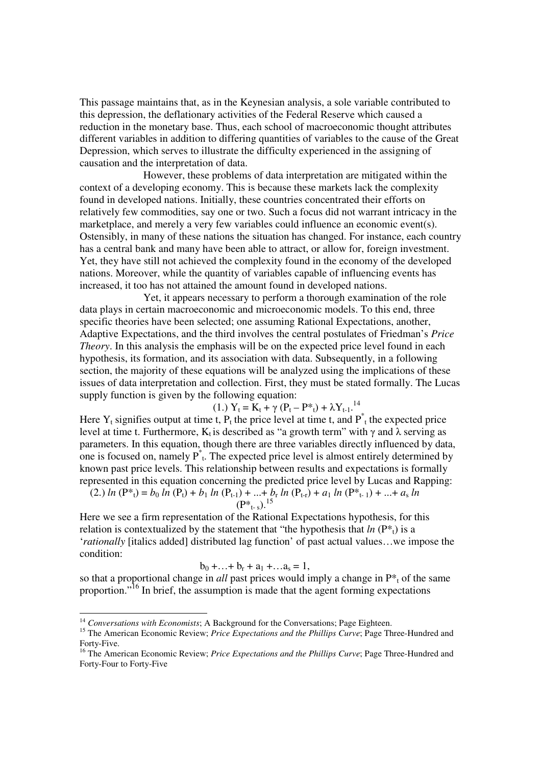This passage maintains that, as in the Keynesian analysis, a sole variable contributed to this depression, the deflationary activities of the Federal Reserve which caused a reduction in the monetary base. Thus, each school of macroeconomic thought attributes different variables in addition to differing quantities of variables to the cause of the Great Depression, which serves to illustrate the difficulty experienced in the assigning of causation and the interpretation of data.

However, these problems of data interpretation are mitigated within the context of a developing economy. This is because these markets lack the complexity found in developed nations. Initially, these countries concentrated their efforts on relatively few commodities, say one or two. Such a focus did not warrant intricacy in the marketplace, and merely a very few variables could influence an economic event(s). Ostensibly, in many of these nations the situation has changed. For instance, each country has a central bank and many have been able to attract, or allow for, foreign investment. Yet, they have still not achieved the complexity found in the economy of the developed nations. Moreover, while the quantity of variables capable of influencing events has increased, it too has not attained the amount found in developed nations.

Yet, it appears necessary to perform a thorough examination of the role data plays in certain macroeconomic and microeconomic models. To this end, three specific theories have been selected; one assuming Rational Expectations, another, Adaptive Expectations, and the third involves the central postulates of Friedman's *Price Theory*. In this analysis the emphasis will be on the expected price level found in each hypothesis, its formation, and its association with data. Subsequently, in a following section, the majority of these equations will be analyzed using the implications of these issues of data interpretation and collection. First, they must be stated formally. The Lucas supply function is given by the following equation:

$$(1.)\ Y_t = K_t + \gamma\,(P_t - P^*_t) + \lambda Y_{t-1}.$$ [14]

Here $Y_t$ signifies output at time t, $P_t$ the price level at time t, and $P^*_t$ the expected price level at time t. Furthermore, $K_t$ is described as "a growth term" with $\gamma$ and $\lambda$ serving as parameters. In this equation, though there are three variables directly influenced by data, one is focused on, namely $P^*_t$. The expected price level is almost entirely determined by known past price levels. This relationship between results and expectations is formally represented in this equation concerning the predicted price level by Lucas and Rapping:

$$(2.)\ \ln(P^*_t) = b_0 \ln(P_t) + b_1 \ln(P_{t-1}) + \ldots + b_r \ln(P_{t-r}) + a_1 \ln(P^*_{t-1}) + \ldots + a_s \ln(P^*_{t-s}).$$ [15]

Here we see a firm representation of the Rational Expectations hypothesis, for this relation is contextualized by the statement that "the hypothesis that $\ln(P^*_t)$ is a '*rationally* [italics added] distributed lag function' of past actual values…we impose the condition:

$$b_0 + \ldots + b_r + a_1 + \ldots a_s = 1,$$

so that a proportional change in *all* past prices would imply a change in $P^*_t$ of the same proportion."[16] In brief, the assumption is made that the agent forming expectations

---

[14] *Conversations with Economists*; A Background for the Conversations; Page Eighteen.

[15] The American Economic Review; *Price Expectations and the Phillips Curve*; Page Three-Hundred and Forty-Five.

[16] The American Economic Review; *Price Expectations and the Phillips Curve*; Page Three-Hundred and Forty-Four to Forty-Five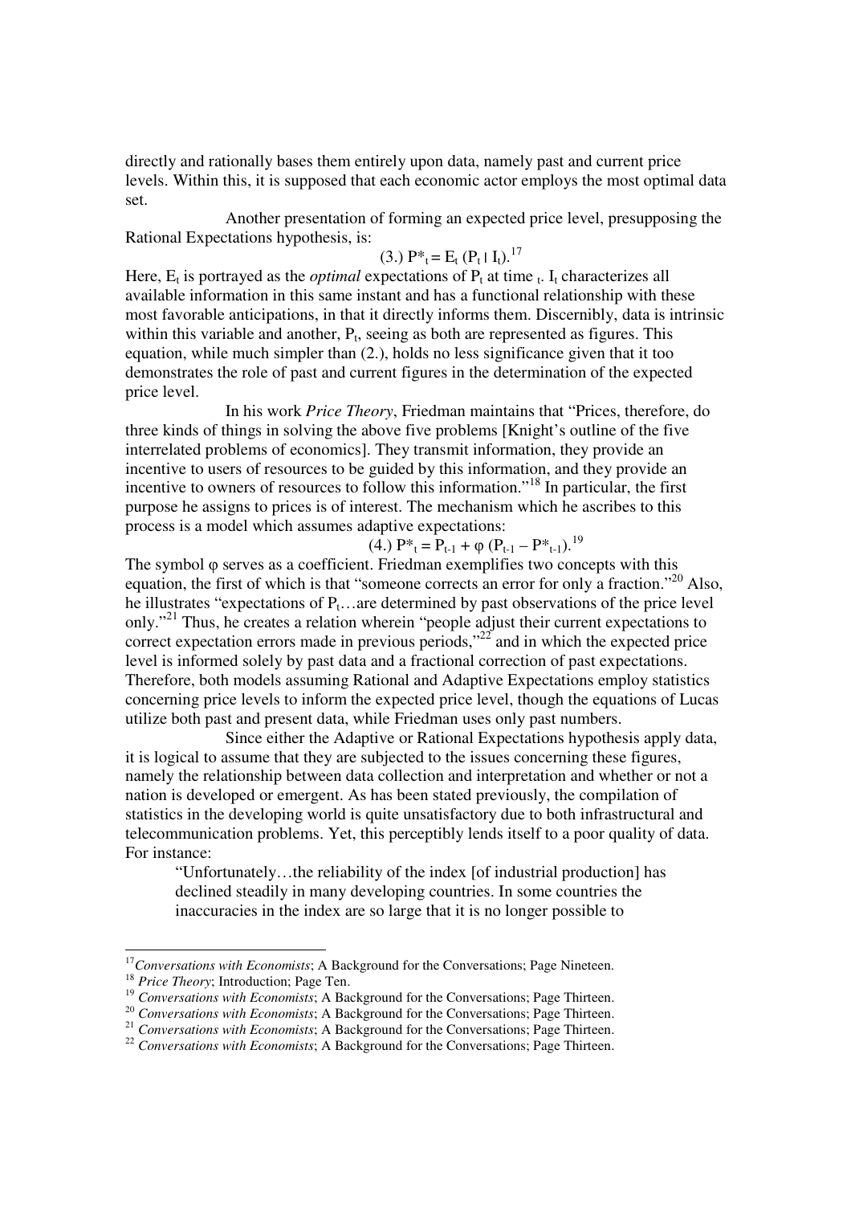directly and rationally bases them entirely upon data, namely past and current price levels. Within this, it is supposed that each economic actor employs the most optimal data set.

Another presentation of forming an expected price level, presupposing the Rational Expectations hypothesis, is:

$$(3.)\ P^*_t = E_t\,(P_t \mid I_t).$$ [17]

Here, $E_t$ is portrayed as the *optimal* expectations of $P_t$ at time $_t$. $I_t$ characterizes all available information in this same instant and has a functional relationship with these most favorable anticipations, in that it directly informs them. Discernibly, data is intrinsic within this variable and another, $P_t$, seeing as both are represented as figures. This equation, while much simpler than (2.), holds no less significance given that it too demonstrates the role of past and current figures in the determination of the expected price level.

In his work *Price Theory*, Friedman maintains that "Prices, therefore, do three kinds of things in solving the above five problems [Knight's outline of the five interrelated problems of economics]. They transmit information, they provide an incentive to users of resources to be guided by this information, and they provide an incentive to owners of resources to follow this information."[18] In particular, the first purpose he assigns to prices is of interest. The mechanism which he ascribes to this process is a model which assumes adaptive expectations:

$$(4.)\ P^*_t = P_{t-1} + \varphi\,(P_{t-1} - P^*_{t-1}).$$ [19]

The symbol φ serves as a coefficient. Friedman exemplifies two concepts with this equation, the first of which is that "someone corrects an error for only a fraction."[20] Also, he illustrates "expectations of $P_t$…are determined by past observations of the price level only."[21] Thus, he creates a relation wherein "people adjust their current expectations to correct expectation errors made in previous periods,"[22] and in which the expected price level is informed solely by past data and a fractional correction of past expectations. Therefore, both models assuming Rational and Adaptive Expectations employ statistics concerning price levels to inform the expected price level, though the equations of Lucas utilize both past and present data, while Friedman uses only past numbers.

Since either the Adaptive or Rational Expectations hypothesis apply data, it is logical to assume that they are subjected to the issues concerning these figures, namely the relationship between data collection and interpretation and whether or not a nation is developed or emergent. As has been stated previously, the compilation of statistics in the developing world is quite unsatisfactory due to both infrastructural and telecommunication problems. Yet, this perceptibly lends itself to a poor quality of data. For instance:

> "Unfortunately…the reliability of the index [of industrial production] has declined steadily in many developing countries. In some countries the inaccuracies in the index are so large that it is no longer possible to

---

[17] *Conversations with Economists*; A Background for the Conversations; Page Nineteen.
[18] *Price Theory*; Introduction; Page Ten.
[19] *Conversations with Economists*; A Background for the Conversations; Page Thirteen.
[20] *Conversations with Economists*; A Background for the Conversations; Page Thirteen.
[21] *Conversations with Economists*; A Background for the Conversations; Page Thirteen.
[22] *Conversations with Economists*; A Background for the Conversations; Page Thirteen.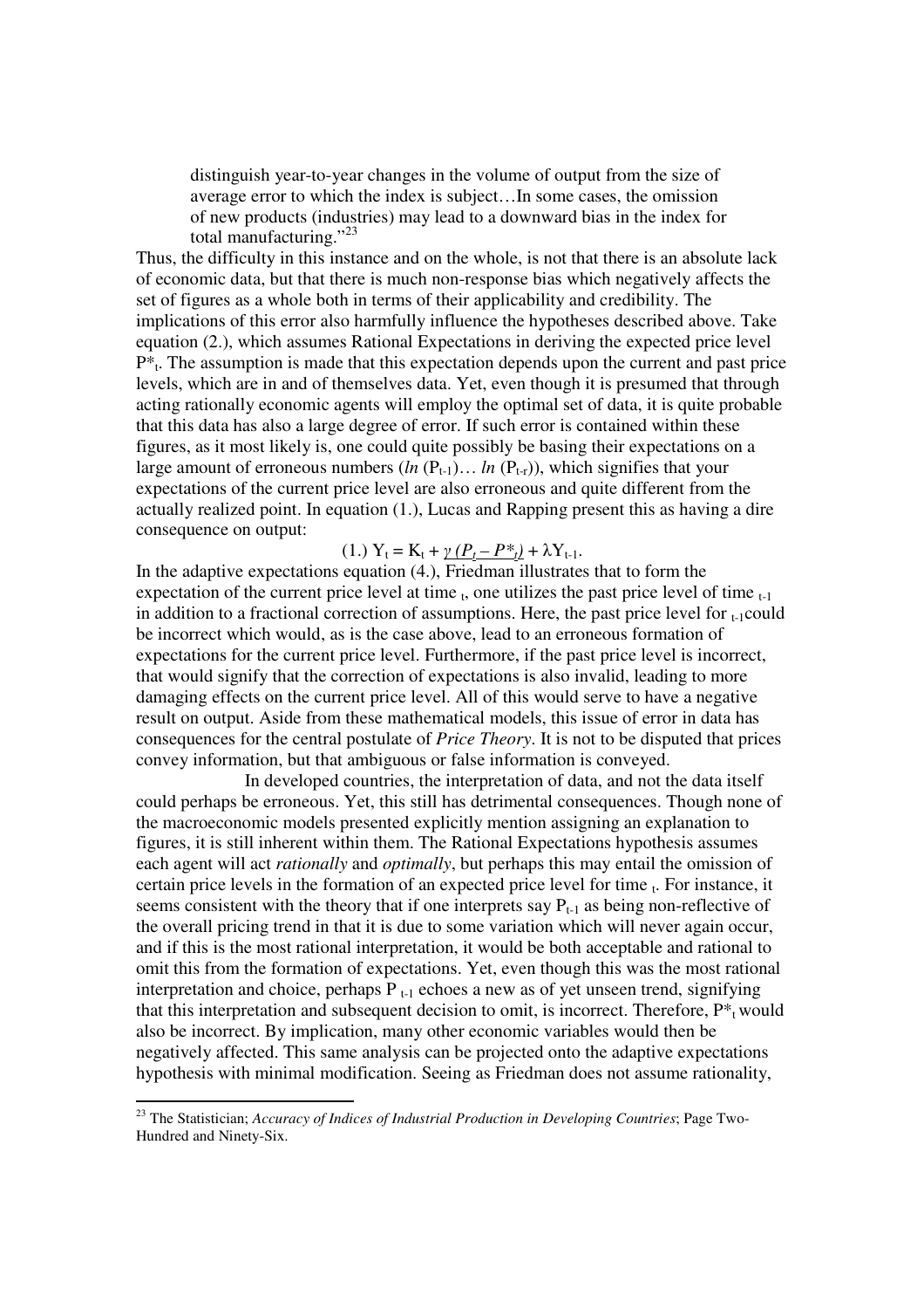> distinguish year-to-year changes in the volume of output from the size of average error to which the index is subject…In some cases, the omission of new products (industries) may lead to a downward bias in the index for total manufacturing."[23]

Thus, the difficulty in this instance and on the whole, is not that there is an absolute lack of economic data, but that there is much non-response bias which negatively affects the set of figures as a whole both in terms of their applicability and credibility. The implications of this error also harmfully influence the hypotheses described above. Take equation (2.), which assumes Rational Expectations in deriving the expected price level $P^*_t$. The assumption is made that this expectation depends upon the current and past price levels, which are in and of themselves data. Yet, even though it is presumed that through acting rationally economic agents will employ the optimal set of data, it is quite probable that this data has also a large degree of error. If such error is contained within these figures, as it most likely is, one could quite possibly be basing their expectations on a large amount of erroneous numbers ($ln\ (P_{t-1})\ldots ln\ (P_{t-r})$), which signifies that your expectations of the current price level are also erroneous and quite different from the actually realized point. In equation (1.), Lucas and Rapping present this as having a dire consequence on output:

$$(1.)\ Y_t = K_t + \underline{\gamma\ (P_t - P^*_t)} + \lambda Y_{t-1}.$$

In the adaptive expectations equation (4.), Friedman illustrates that to form the expectation of the current price level at time $_t$, one utilizes the past price level of time $_{t-1}$ in addition to a fractional correction of assumptions. Here, the past price level for $_{t-1}$could be incorrect which would, as is the case above, lead to an erroneous formation of expectations for the current price level. Furthermore, if the past price level is incorrect, that would signify that the correction of expectations is also invalid, leading to more damaging effects on the current price level. All of this would serve to have a negative result on output. Aside from these mathematical models, this issue of error in data has consequences for the central postulate of *Price Theory*. It is not to be disputed that prices convey information, but that ambiguous or false information is conveyed.

In developed countries, the interpretation of data, and not the data itself could perhaps be erroneous. Yet, this still has detrimental consequences. Though none of the macroeconomic models presented explicitly mention assigning an explanation to figures, it is still inherent within them. The Rational Expectations hypothesis assumes each agent will act *rationally* and *optimally*, but perhaps this may entail the omission of certain price levels in the formation of an expected price level for time $_t$. For instance, it seems consistent with the theory that if one interprets say $P_{t-1}$ as being non-reflective of the overall pricing trend in that it is due to some variation which will never again occur, and if this is the most rational interpretation, it would be both acceptable and rational to omit this from the formation of expectations. Yet, even though this was the most rational interpretation and choice, perhaps $P_{t-1}$ echoes a new as of yet unseen trend, signifying that this interpretation and subsequent decision to omit, is incorrect. Therefore, $P^*_t$ would also be incorrect. By implication, many other economic variables would then be negatively affected. This same analysis can be projected onto the adaptive expectations hypothesis with minimal modification. Seeing as Friedman does not assume rationality,

---

[23] The Statistician; *Accuracy of Indices of Industrial Production in Developing Countries*; Page Two-Hundred and Ninety-Six.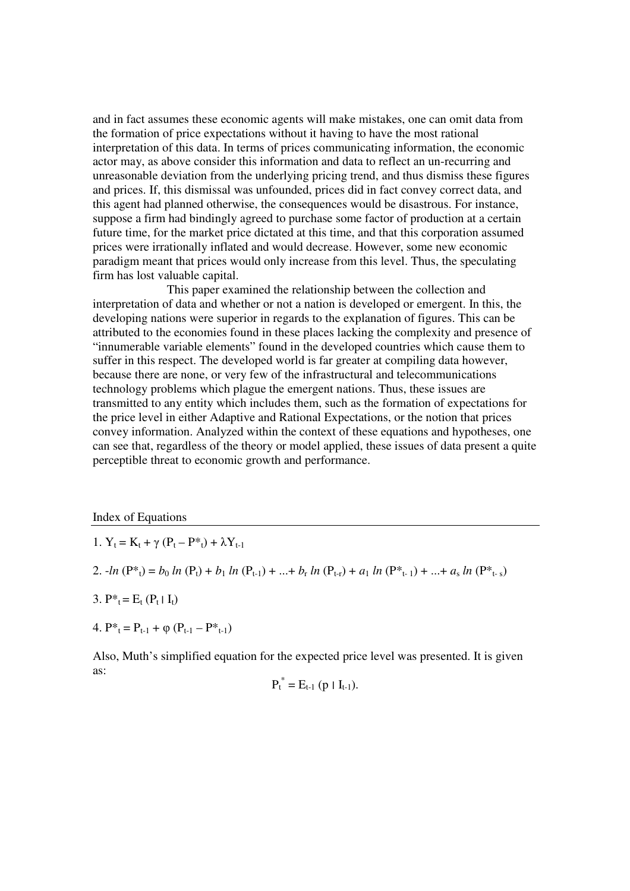and in fact assumes these economic agents will make mistakes, one can omit data from the formation of price expectations without it having to have the most rational interpretation of this data. In terms of prices communicating information, the economic actor may, as above consider this information and data to reflect an un-recurring and unreasonable deviation from the underlying pricing trend, and thus dismiss these figures and prices. If, this dismissal was unfounded, prices did in fact convey correct data, and this agent had planned otherwise, the consequences would be disastrous. For instance, suppose a firm had bindingly agreed to purchase some factor of production at a certain future time, for the market price dictated at this time, and that this corporation assumed prices were irrationally inflated and would decrease. However, some new economic paradigm meant that prices would only increase from this level. Thus, the speculating firm has lost valuable capital.

This paper examined the relationship between the collection and interpretation of data and whether or not a nation is developed or emergent. In this, the developing nations were superior in regards to the explanation of figures. This can be attributed to the economies found in these places lacking the complexity and presence of "innumerable variable elements" found in the developed countries which cause them to suffer in this respect. The developed world is far greater at compiling data however, because there are none, or very few of the infrastructural and telecommunications technology problems which plague the emergent nations. Thus, these issues are transmitted to any entity which includes them, such as the formation of expectations for the price level in either Adaptive and Rational Expectations, or the notion that prices convey information. Analyzed within the context of these equations and hypotheses, one can see that, regardless of the theory or model applied, these issues of data present a quite perceptible threat to economic growth and performance.

## Index of Equations

1. $Y_t = K_t + \gamma (P_t - P^*_t) + \lambda Y_{t-1}$

2. $-ln (P^*_t) = b_0 \, ln (P_t) + b_1 \, ln (P_{t-1}) + ... + b_r \, ln (P_{t-r}) + a_1 \, ln (P^*_{t-1}) + ... + a_s \, ln (P^*_{t-s})$

3. $P^*_t = E_t (P_t \mid I_t)$

4. $P^*_t = P_{t-1} + \varphi (P_{t-1} - P^*_{t-1})$

Also, Muth's simplified equation for the expected price level was presented. It is given as:

$$P_t^* = E_{t-1} (p \mid I_{t-1}).$$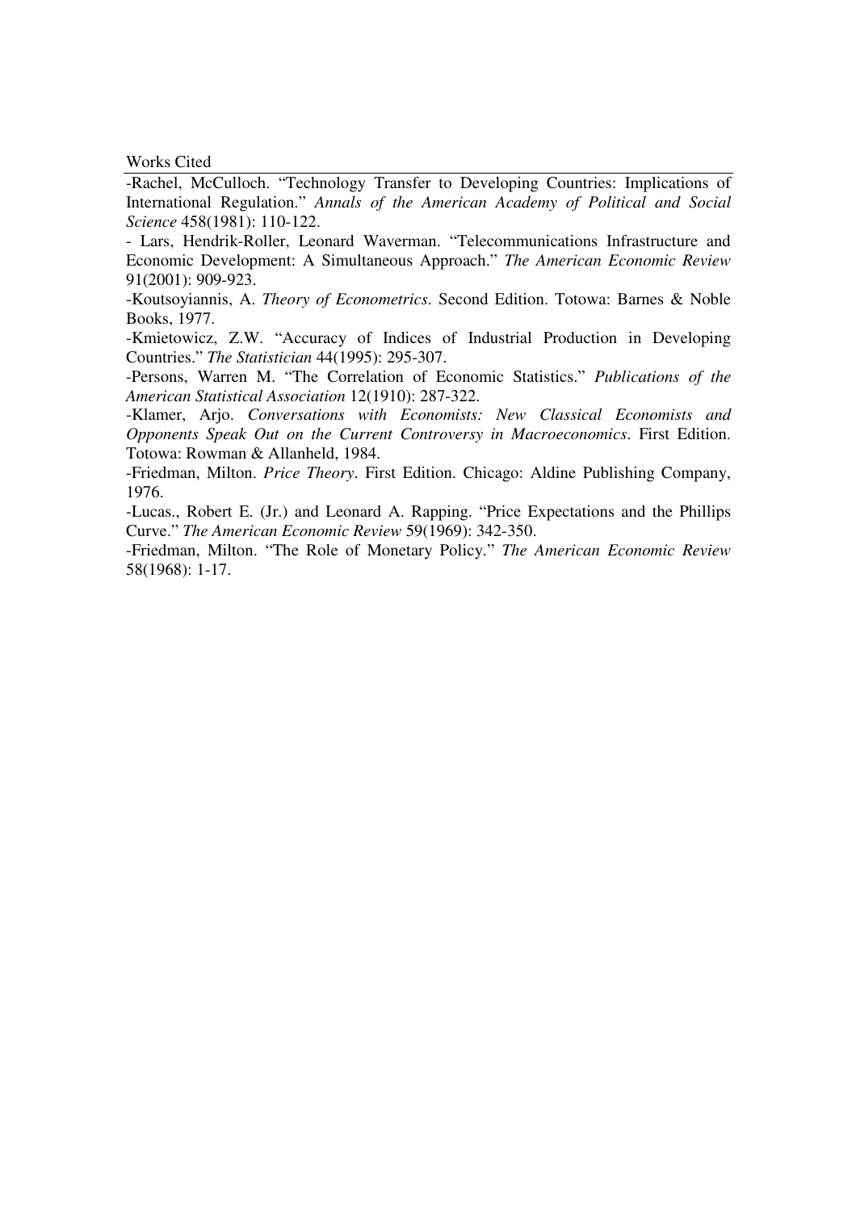Works Cited

-Rachel, McCulloch. "Technology Transfer to Developing Countries: Implications of International Regulation." *Annals of the American Academy of Political and Social Science* 458(1981): 110-122.

- Lars, Hendrik-Roller, Leonard Waverman. "Telecommunications Infrastructure and Economic Development: A Simultaneous Approach." *The American Economic Review* 91(2001): 909-923.

-Koutsoyiannis, A. *Theory of Econometrics*. Second Edition. Totowa: Barnes & Noble Books, 1977.

-Kmietowicz, Z.W. "Accuracy of Indices of Industrial Production in Developing Countries." *The Statistician* 44(1995): 295-307.

-Persons, Warren M. "The Correlation of Economic Statistics." *Publications of the American Statistical Association* 12(1910): 287-322.

-Klamer, Arjo. *Conversations with Economists: New Classical Economists and Opponents Speak Out on the Current Controversy in Macroeconomics*. First Edition. Totowa: Rowman & Allanheld, 1984.

-Friedman, Milton. *Price Theory*. First Edition. Chicago: Aldine Publishing Company, 1976.

-Lucas., Robert E. (Jr.) and Leonard A. Rapping. "Price Expectations and the Phillips Curve." *The American Economic Review* 59(1969): 342-350.

-Friedman, Milton. "The Role of Monetary Policy." *The American Economic Review* 58(1968): 1-17.